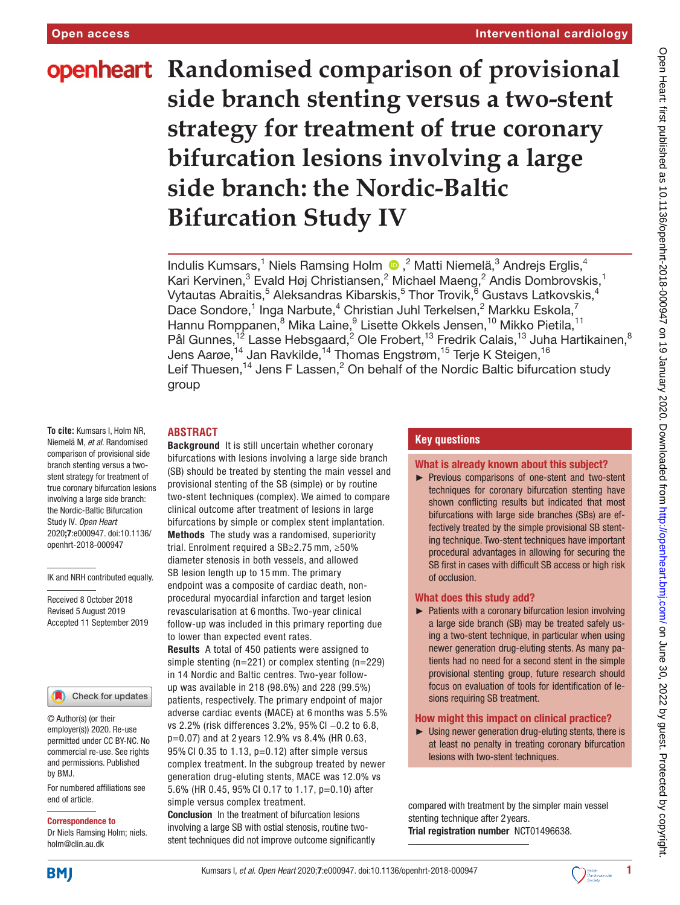# Randomised comparison of provisional side branch stenting versus a two-stent strategy for treatment of true coronary bifurcation lesions involving a large side branch: the Nordic-Baltic Bifurcation Study IV

Indulis Kumsars,[1] Niels Ramsing Holm,[2] Matti Niemelä,[3] Andrejs Erglis,[4] Kari Kervinen,[3] Evald Høj Christiansen,[2] Michael Maeng,[2] Andis Dombrovskis,[1] Vytautas Abraitis,[5] Aleksandras Kibarskis,[5] Thor Trovik,[6] Gustavs Latkovskis,[4] Dace Sondore,[1] Inga Narbute,[4] Christian Juhl Terkelsen,[2] Markku Eskola,[7] Hannu Romppanen,[8] Mika Laine,[9] Lisette Okkels Jensen,[10] Mikko Pietila,[11] Pål Gunnes,[12] Lasse Hebsgaard,[2] Ole Frobert,[13] Fredrik Calais,[13] Juha Hartikainen,[8] Jens Aarøe,[14] Jan Ravkilde,[14] Thomas Engstrøm,[15] Terje K Steigen,[16] Leif Thuesen,[14] Jens F Lassen,[2] On behalf of the Nordic Baltic bifurcation study group

**To cite:** Kumsars I, Holm NR, Niemelä M, *et al*. Randomised comparison of provisional side branch stenting versus a two-stent strategy for treatment of true coronary bifurcation lesions involving a large side branch: the Nordic-Baltic Bifurcation Study IV. *Open Heart* 2020;**7**:e000947. doi:10.1136/openhrt-2018-000947

IK and NRH contributed equally.

Received 8 October 2018
Revised 5 August 2019
Accepted 11 September 2019

## ABSTRACT

**Background** It is still uncertain whether coronary bifurcations with lesions involving a large side branch (SB) should be treated by stenting the main vessel and provisional stenting of the SB (simple) or by routine two-stent techniques (complex). We aimed to compare clinical outcome after treatment of lesions in large bifurcations by simple or complex stent implantation.

**Methods** The study was a randomised, superiority trial. Enrolment required a SB≥2.75 mm, ≥50% diameter stenosis in both vessels, and allowed SB lesion length up to 15 mm. The primary endpoint was a composite of cardiac death, non-procedural myocardial infarction and target lesion revascularisation at 6 months. Two-year clinical follow-up was included in this primary reporting due to lower than expected event rates.

**Results** A total of 450 patients were assigned to simple stenting (n=221) or complex stenting (n=229) in 14 Nordic and Baltic centres. Two-year follow-up was available in 218 (98.6%) and 228 (99.5%) patients, respectively. The primary endpoint of major adverse cardiac events (MACE) at 6 months was 5.5% vs 2.2% (risk differences 3.2%, 95% CI −0.2 to 6.8, p=0.07) and at 2 years 12.9% vs 8.4% (HR 0.63, 95% CI 0.35 to 1.13, p=0.12) after simple versus complex treatment. In the subgroup treated by newer generation drug-eluting stents, MACE was 12.0% vs 5.6% (HR 0.45, 95% CI 0.17 to 1.17, p=0.10) after simple versus complex treatment.

**Conclusion** In the treatment of bifurcation lesions involving a large SB with ostial stenosis, routine two-stent techniques did not improve outcome significantly compared with treatment by the simpler main vessel stenting technique after 2 years.

**Trial registration number** NCT01496638.

## Key questions

### What is already known about this subject?

- Previous comparisons of one-stent and two-stent techniques for coronary bifurcation stenting have shown conflicting results but indicated that most bifurcations with large side branches (SBs) are effectively treated by the simple provisional SB stenting technique. Two-stent techniques have important procedural advantages in allowing for securing the SB first in cases with difficult SB access or high risk of occlusion.

### What does this study add?

- Patients with a coronary bifurcation lesion involving a large side branch (SB) may be treated safely using a two-stent technique, in particular when using newer generation drug-eluting stents. As many patients had no need for a second stent in the simple provisional stenting group, future research should focus on evaluation of tools for identification of lesions requiring SB treatment.

### How might this impact on clinical practice?

- Using newer generation drug-eluting stents, there is at least no penalty in treating coronary bifurcation lesions with two-stent techniques.

© Author(s) (or their employer(s)) 2020. Re-use permitted under CC BY-NC. No commercial re-use. See rights and permissions. Published by BMJ.

For numbered affiliations see end of article.

**Correspondence to**
Dr Niels Ramsing Holm; niels.holm@clin.au.dk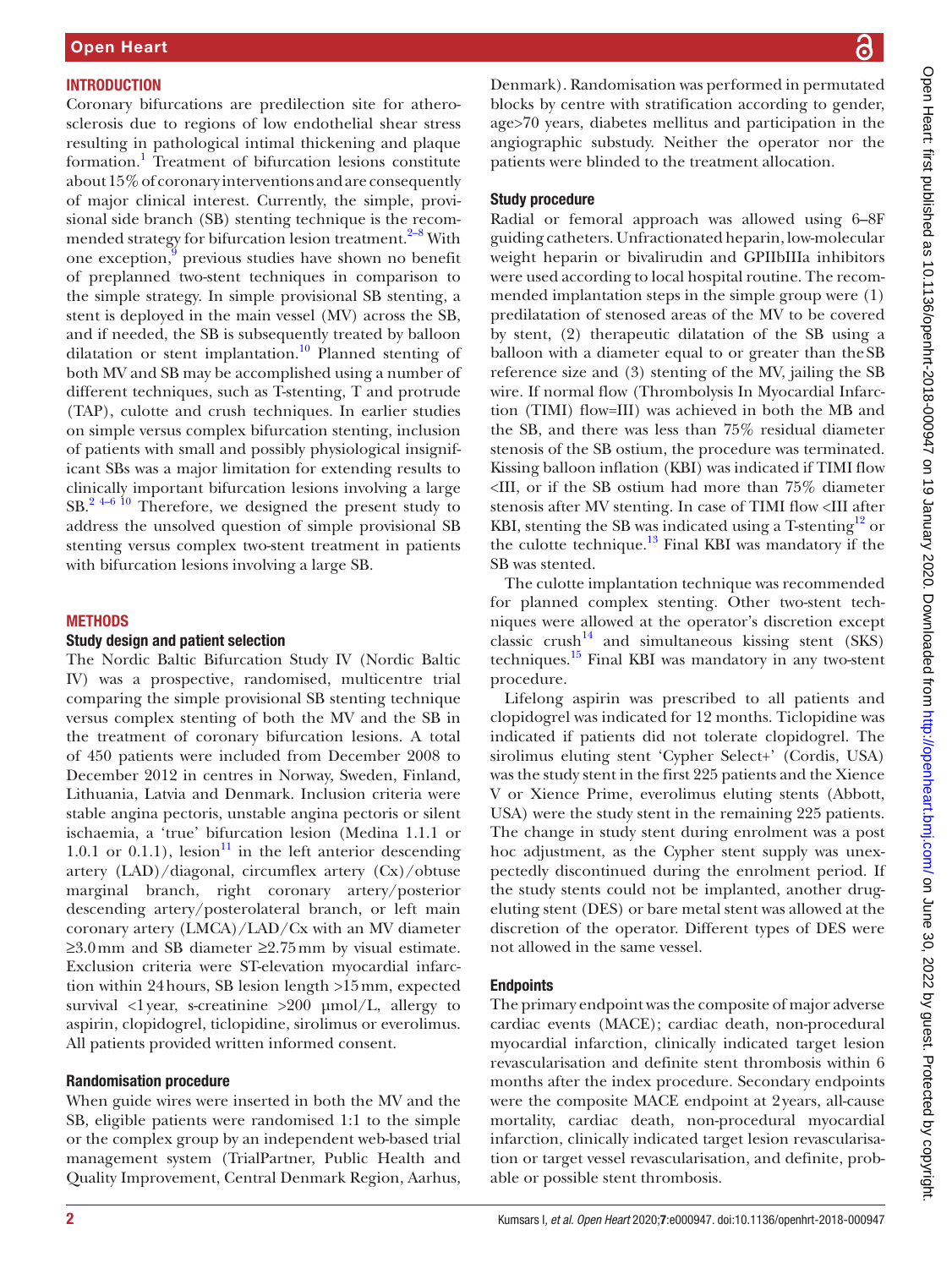## INTRODUCTION

Coronary bifurcations are predilection site for atherosclerosis due to regions of low endothelial shear stress resulting in pathological intimal thickening and plaque formation.[1] Treatment of bifurcation lesions constitute about 15% of coronary interventions and are consequently of major clinical interest. Currently, the simple, provisional side branch (SB) stenting technique is the recommended strategy for bifurcation lesion treatment.[2–8] With one exception,[9] previous studies have shown no benefit of preplanned two-stent techniques in comparison to the simple strategy. In simple provisional SB stenting, a stent is deployed in the main vessel (MV) across the SB, and if needed, the SB is subsequently treated by balloon dilatation or stent implantation.[10] Planned stenting of both MV and SB may be accomplished using a number of different techniques, such as T-stenting, T and protrude (TAP), culotte and crush techniques. In earlier studies on simple versus complex bifurcation stenting, inclusion of patients with small and possibly physiological insignificant SBs was a major limitation for extending results to clinically important bifurcation lesions involving a large SB.[2 4–6 10] Therefore, we designed the present study to address the unsolved question of simple provisional SB stenting versus complex two-stent treatment in patients with bifurcation lesions involving a large SB.

## METHODS

### Study design and patient selection

The Nordic Baltic Bifurcation Study IV (Nordic Baltic IV) was a prospective, randomised, multicentre trial comparing the simple provisional SB stenting technique versus complex stenting of both the MV and the SB in the treatment of coronary bifurcation lesions. A total of 450 patients were included from December 2008 to December 2012 in centres in Norway, Sweden, Finland, Lithuania, Latvia and Denmark. Inclusion criteria were stable angina pectoris, unstable angina pectoris or silent ischaemia, a 'true' bifurcation lesion (Medina 1.1.1 or 1.0.1 or 0.1.1), lesion[11] in the left anterior descending artery (LAD)/diagonal, circumflex artery (Cx)/obtuse marginal branch, right coronary artery/posterior descending artery/posterolateral branch, or left main coronary artery (LMCA)/LAD/Cx with an MV diameter ≥3.0 mm and SB diameter ≥2.75 mm by visual estimate. Exclusion criteria were ST-elevation myocardial infarction within 24 hours, SB lesion length >15 mm, expected survival <1 year, s-creatinine >200 µmol/L, allergy to aspirin, clopidogrel, ticlopidine, sirolimus or everolimus. All patients provided written informed consent.

### Randomisation procedure

When guide wires were inserted in both the MV and the SB, eligible patients were randomised 1:1 to the simple or the complex group by an independent web-based trial management system (TrialPartner, Public Health and Quality Improvement, Central Denmark Region, Aarhus, Denmark). Randomisation was performed in permutated blocks by centre with stratification according to gender, age>70 years, diabetes mellitus and participation in the angiographic substudy. Neither the operator nor the patients were blinded to the treatment allocation.

### Study procedure

Radial or femoral approach was allowed using 6–8F guiding catheters. Unfractionated heparin, low-molecular weight heparin or bivalirudin and GPIIbIIIa inhibitors were used according to local hospital routine. The recommended implantation steps in the simple group were (1) predilatation of stenosed areas of the MV to be covered by stent, (2) therapeutic dilatation of the SB using a balloon with a diameter equal to or greater than the SB reference size and (3) stenting of the MV, jailing the SB wire. If normal flow (Thrombolysis In Myocardial Infarction (TIMI) flow=III) was achieved in both the MB and the SB, and there was less than 75% residual diameter stenosis of the SB ostium, the procedure was terminated. Kissing balloon inflation (KBI) was indicated if TIMI flow <III, or if the SB ostium had more than 75% diameter stenosis after MV stenting. In case of TIMI flow <III after KBI, stenting the SB was indicated using a T-stenting[12] or the culotte technique.[13] Final KBI was mandatory if the SB was stented.

The culotte implantation technique was recommended for planned complex stenting. Other two-stent techniques were allowed at the operator's discretion except classic crush[14] and simultaneous kissing stent (SKS) techniques.[15] Final KBI was mandatory in any two-stent procedure.

Lifelong aspirin was prescribed to all patients and clopidogrel was indicated for 12 months. Ticlopidine was indicated if patients did not tolerate clopidogrel. The sirolimus eluting stent 'Cypher Select+' (Cordis, USA) was the study stent in the first 225 patients and the Xience V or Xience Prime, everolimus eluting stents (Abbott, USA) were the study stent in the remaining 225 patients. The change in study stent during enrolment was a post hoc adjustment, as the Cypher stent supply was unexpectedly discontinued during the enrolment period. If the study stents could not be implanted, another drug-eluting stent (DES) or bare metal stent was allowed at the discretion of the operator. Different types of DES were not allowed in the same vessel.

### Endpoints

The primary endpoint was the composite of major adverse cardiac events (MACE); cardiac death, non-procedural myocardial infarction, clinically indicated target lesion revascularisation and definite stent thrombosis within 6 months after the index procedure. Secondary endpoints were the composite MACE endpoint at 2 years, all-cause mortality, cardiac death, non-procedural myocardial infarction, clinically indicated target lesion revascularisation or target vessel revascularisation, and definite, probable or possible stent thrombosis.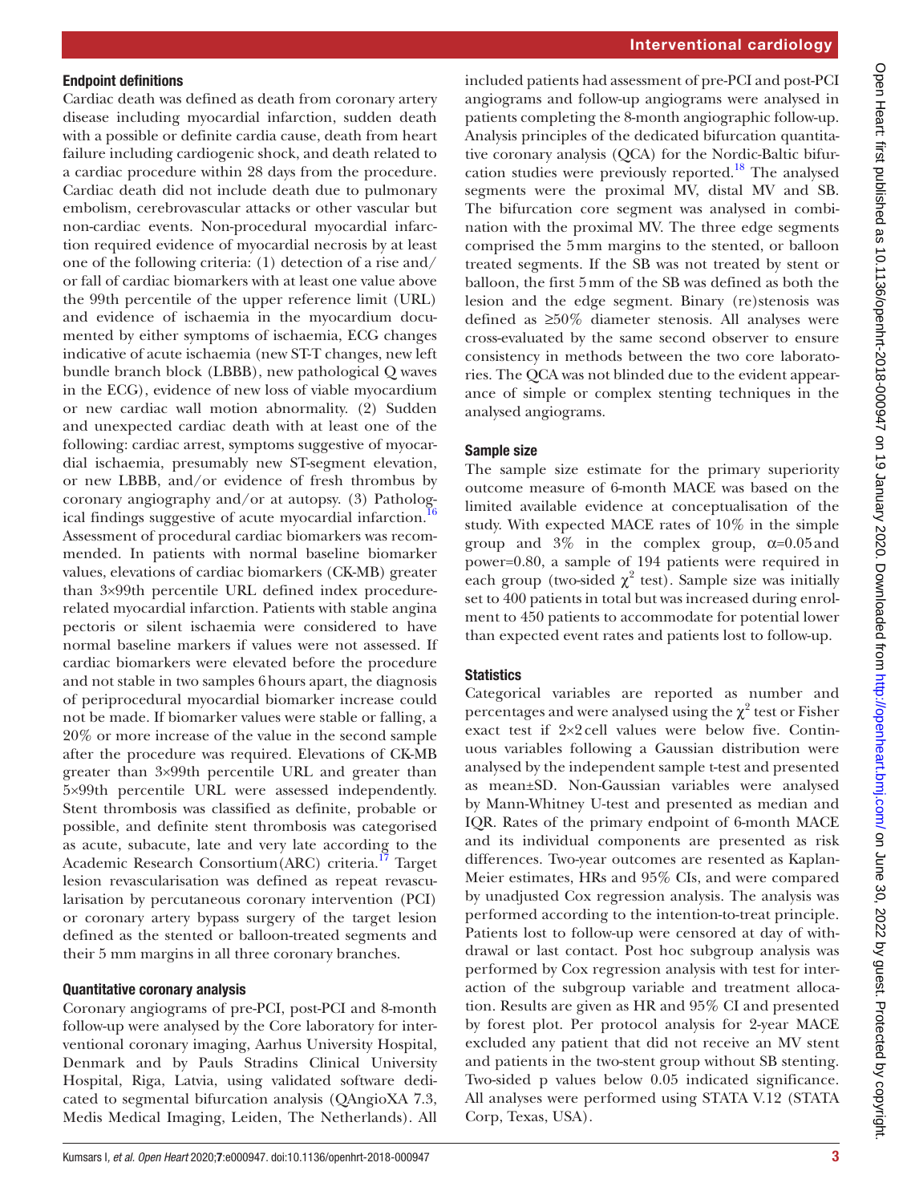### Endpoint definitions

Cardiac death was defined as death from coronary artery disease including myocardial infarction, sudden death with a possible or definite cardia cause, death from heart failure including cardiogenic shock, and death related to a cardiac procedure within 28 days from the procedure. Cardiac death did not include death due to pulmonary embolism, cerebrovascular attacks or other vascular but non-cardiac events. Non-procedural myocardial infarction required evidence of myocardial necrosis by at least one of the following criteria: (1) detection of a rise and/or fall of cardiac biomarkers with at least one value above the 99th percentile of the upper reference limit (URL) and evidence of ischaemia in the myocardium documented by either symptoms of ischaemia, ECG changes indicative of acute ischaemia (new ST-T changes, new left bundle branch block (LBBB), new pathological Q waves in the ECG), evidence of new loss of viable myocardium or new cardiac wall motion abnormality. (2) Sudden and unexpected cardiac death with at least one of the following: cardiac arrest, symptoms suggestive of myocardial ischaemia, presumably new ST-segment elevation, or new LBBB, and/or evidence of fresh thrombus by coronary angiography and/or at autopsy. (3) Pathological findings suggestive of acute myocardial infarction.[16] Assessment of procedural cardiac biomarkers was recommended. In patients with normal baseline biomarker values, elevations of cardiac biomarkers (CK-MB) greater than 3×99th percentile URL defined index procedure-related myocardial infarction. Patients with stable angina pectoris or silent ischaemia were considered to have normal baseline markers if values were not assessed. If cardiac biomarkers were elevated before the procedure and not stable in two samples 6 hours apart, the diagnosis of periprocedural myocardial biomarker increase could not be made. If biomarker values were stable or falling, a 20% or more increase of the value in the second sample after the procedure was required. Elevations of CK-MB greater than 3×99th percentile URL and greater than 5×99th percentile URL were assessed independently. Stent thrombosis was classified as definite, probable or possible, and definite stent thrombosis was categorised as acute, subacute, late and very late according to the Academic Research Consortium (ARC) criteria.[17] Target lesion revascularisation was defined as repeat revascularisation by percutaneous coronary intervention (PCI) or coronary artery bypass surgery of the target lesion defined as the stented or balloon-treated segments and their 5 mm margins in all three coronary branches.

### Quantitative coronary analysis

Coronary angiograms of pre-PCI, post-PCI and 8-month follow-up were analysed by the Core laboratory for interventional coronary imaging, Aarhus University Hospital, Denmark and by Pauls Stradins Clinical University Hospital, Riga, Latvia, using validated software dedicated to segmental bifurcation analysis (QAngioXA 7.3, Medis Medical Imaging, Leiden, The Netherlands). All included patients had assessment of pre-PCI and post-PCI angiograms and follow-up angiograms were analysed in patients completing the 8-month angiographic follow-up. Analysis principles of the dedicated bifurcation quantitative coronary analysis (QCA) for the Nordic-Baltic bifurcation studies were previously reported.[18] The analysed segments were the proximal MV, distal MV and SB. The bifurcation core segment was analysed in combination with the proximal MV. The three edge segments comprised the 5 mm margins to the stented, or balloon treated segments. If the SB was not treated by stent or balloon, the first 5 mm of the SB was defined as both the lesion and the edge segment. Binary (re)stenosis was defined as ≥50% diameter stenosis. All analyses were cross-evaluated by the same second observer to ensure consistency in methods between the two core laboratories. The QCA was not blinded due to the evident appearance of simple or complex stenting techniques in the analysed angiograms.

### Sample size

The sample size estimate for the primary superiority outcome measure of 6-month MACE was based on the limited available evidence at conceptualisation of the study. With expected MACE rates of 10% in the simple group and 3% in the complex group, $\alpha$=0.05 and power=0.80, a sample of 194 patients were required in each group (two-sided $\chi^2$ test). Sample size was initially set to 400 patients in total but was increased during enrolment to 450 patients to accommodate for potential lower than expected event rates and patients lost to follow-up.

### Statistics

Categorical variables are reported as number and percentages and were analysed using the $\chi^2$ test or Fisher exact test if 2×2 cell values were below five. Continuous variables following a Gaussian distribution were analysed by the independent sample t-test and presented as mean±SD. Non-Gaussian variables were analysed by Mann-Whitney U-test and presented as median and IQR. Rates of the primary endpoint of 6-month MACE and its individual components are presented as risk differences. Two-year outcomes are resented as Kaplan-Meier estimates, HRs and 95% CIs, and were compared by unadjusted Cox regression analysis. The analysis was performed according to the intention-to-treat principle. Patients lost to follow-up were censored at day of withdrawal or last contact. Post hoc subgroup analysis was performed by Cox regression analysis with test for interaction of the subgroup variable and treatment allocation. Results are given as HR and 95% CI and presented by forest plot. Per protocol analysis for 2-year MACE excluded any patient that did not receive an MV stent and patients in the two-stent group without SB stenting. Two-sided p values below 0.05 indicated significance. All analyses were performed using STATA V.12 (STATA Corp, Texas, USA).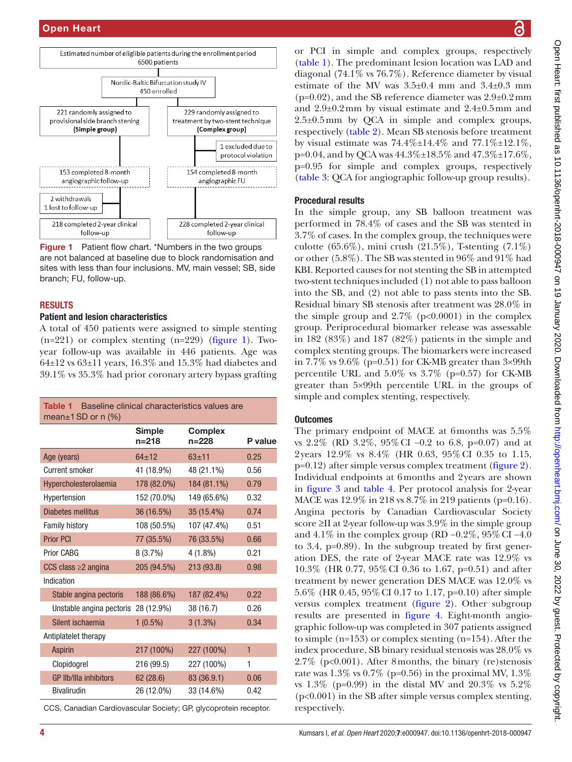Estimated number of eligible patients during the enrollment period 6500 patients

Nordic-Baltic Bifurcation study IV 450 enrolled

221 randomly assigned to provisional side branch stening **(Simple group)**

229 randomly assigned to treatment by two-stent technique **(Complex group)**

1 excluded due to protocol violation

153 completed 8-month angiographic follow-up

154 completed 8-month angiographic FU

2 withdrawals
1 lost to follow-up

218 completed 2-year clinical follow-up

228 completed 2-year clinical follow-up

**Figure 1** Patient flow chart. *Numbers in the two groups are not balanced at baseline due to block randomisation and sites with less than four inclusions. MV, main vessel; SB, side branch; FU, follow-up.

## RESULTS

### Patient and lesion characteristics

A total of 450 patients were assigned to simple stenting (n=221) or complex stenting (n=229) (figure 1). Two-year follow-up was available in 446 patients. Age was 64±12 vs 63±11 years, 16.3% and 15.3% had diabetes and 39.1% vs 35.3% had prior coronary artery bypass grafting or PCI in simple and complex groups, respectively (table 1). The predominant lesion location was LAD and diagonal (74.1% vs 76.7%). Reference diameter by visual estimate of the MV was 3.5±0.4 mm and 3.4±0.3 mm (p=0.02), and the SB reference diameter was 2.9±0.2 mm and 2.9±0.2 mm by visual estimate and 2.4±0.5 mm and 2.5±0.5 mm by QCA in simple and complex groups, respectively (table 2). Mean SB stenosis before treatment by visual estimate was 74.4%±14.4% and 77.1%±12.1%, p=0.04, and by QCA was 44.3%±18.5% and 47.3%±17.6%, p=0.95 for simple and complex groups, respectively (table 3: QCA for angiographic follow-up group results).

**Table 1** Baseline clinical characteristics values are mean±1 SD or n (%)

| | Simple n=218 | Complex n=228 | P value |
|---|---|---|---|
| Age (years) | 64±12 | 63±11 | 0.25 |
| Current smoker | 41 (18.9%) | 48 (21.1%) | 0.56 |
| Hypercholesterolaemia | 178 (82.0%) | 184 (81.1%) | 0.79 |
| Hypertension | 152 (70.0%) | 149 (65.6%) | 0.32 |
| Diabetes mellitus | 36 (16.5%) | 35 (15.4%) | 0.74 |
| Family history | 108 (50.5%) | 107 (47.4%) | 0.51 |
| Prior PCI | 77 (35.5%) | 76 (33.5%) | 0.66 |
| Prior CABG | 8 (3.7%) | 4 (1.8%) | 0.21 |
| CCS class ≥2 angina | 205 (94.5%) | 213 (93.8) | 0.98 |
| Indication | | | |
| Stable angina pectoris | 188 (86.6%) | 187 (82.4%) | 0.22 |
| Unstable angina pectoris | 28 (12.9%) | 38 (16.7) | 0.26 |
| Silent ischaemia | 1 (0.5%) | 3 (1.3%) | 0.34 |
| Antiplatelet therapy | | | |
| Aspirin | 217 (100%) | 227 (100%) | 1 |
| Clopidogrel | 216 (99.5) | 227 (100%) | 1 |
| GP IIb/IIIa inhibitors | 62 (28.6) | 83 (36.9.1) | 0.06 |
| Bivalirudin | 26 (12.0%) | 33 (14.6%) | 0.42 |

CCS, Canadian Cardiovascular Society; GP, glycoprotein receptor.

### Procedural results

In the simple group, any SB balloon treatment was performed in 78.4% of cases and the SB was stented in 3.7% of cases. In the complex group, the techniques were culotte (65.6%), mini crush (21.5%), T-stenting (7.1%) or other (5.8%). The SB was stented in 96% and 91% had KBI. Reported causes for not stenting the SB in attempted two-stent techniques included (1) not able to pass balloon into the SB, and (2) not able to pass stents into the SB. Residual binary SB stenosis after treatment was 28.0% in the simple group and 2.7% (p<0.0001) in the complex group. Periprocedural biomarker release was assessable in 182 (83%) and 187 (82%) patients in the simple and complex stenting groups. The biomarkers were increased in 7.7% vs 9.6% (p=0.51) for CK-MB greater than 3×99th percentile URL and 5.0% vs 3.7% (p=0.57) for CK-MB greater than 5×99th percentile URL in the groups of simple and complex stenting, respectively.

### Outcomes

The primary endpoint of MACE at 6 months was 5.5% vs 2.2% (RD 3.2%, 95% CI −0.2 to 6.8, p=0.07) and at 2 years 12.9% vs 8.4% (HR 0.63, 95% CI 0.35 to 1.15, p=0.12) after simple versus complex treatment (figure 2). Individual endpoints at 6 months and 2 years are shown in figure 3 and table 4. Per protocol analysis for 2-year MACE was 12.9% in 218 vs 8.7% in 219 patients (p=0.16). Angina pectoris by Canadian Cardiovascular Society score ≥II at 2-year follow-up was 3.9% in the simple group and 4.1% in the complex group (RD −0.2%, 95% CI −4.0 to 3.4, p=0.89). In the subgroup treated by first generation DES, the rate of 2-year MACE was 12.9% vs 10.3% (HR 0.77, 95% CI 0.36 to 1.67, p=0.51) and after treatment by newer generation DES MACE was 12.0% vs 5.6% (HR 0.45, 95% CI 0.17 to 1.17, p=0.10) after simple versus complex treatment (figure 2). Other subgroup results are presented in figure 4. Eight-month angiographic follow-up was completed in 307 patients assigned to simple (n=153) or complex stenting (n=154). After the index procedure, SB binary residual stenosis was 28.0% vs 2.7% (p<0.001). After 8 months, the binary (re)stenosis rate was 1.3% vs 0.7% (p=0.56) in the proximal MV, 1.3% vs 1.3% (p=0.99) in the distal MV and 20.3% vs 5.2% (p<0.001) in the SB after simple versus complex stenting, respectively.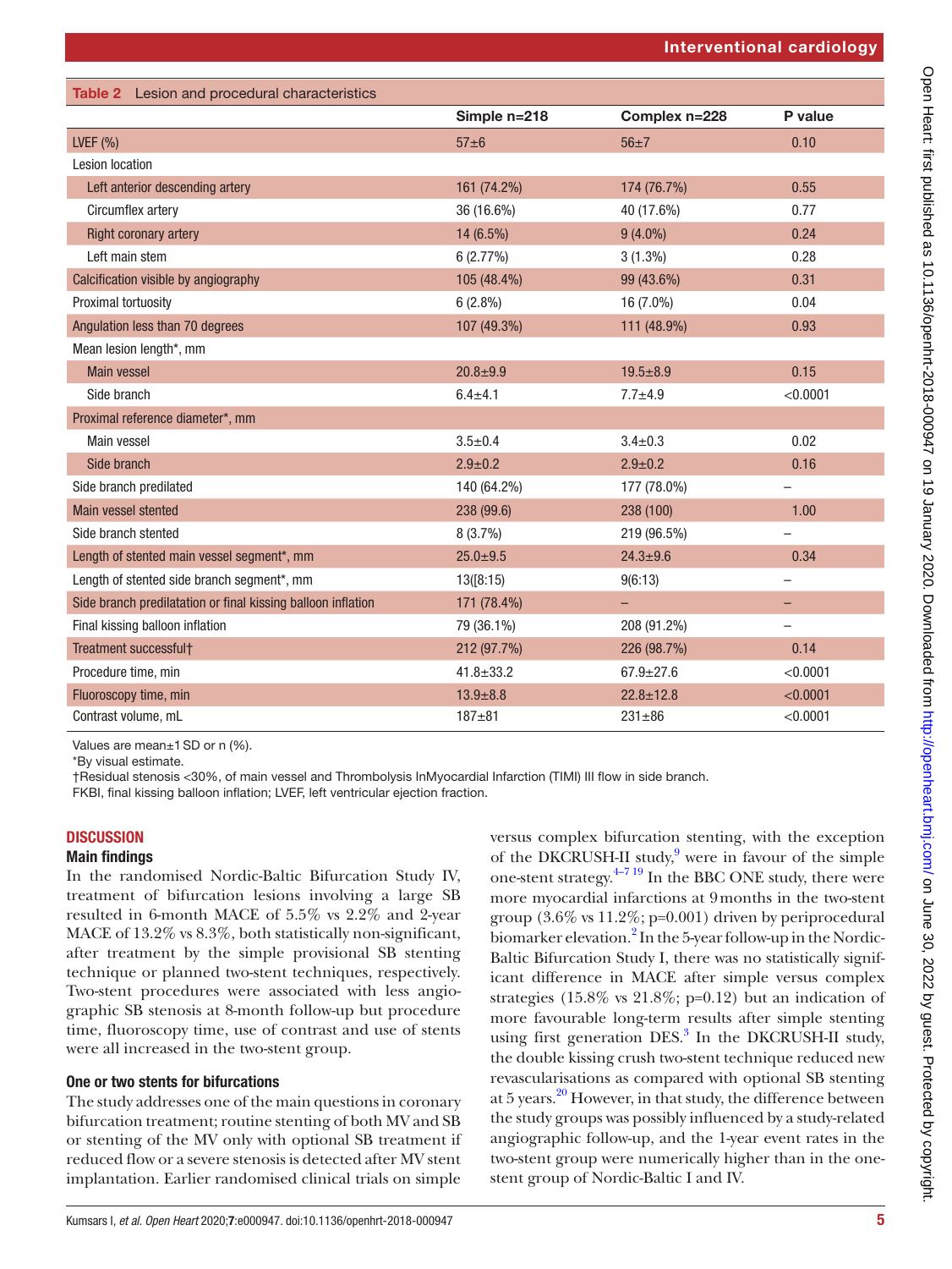**Table 2** Lesion and procedural characteristics

| | Simple n=218 | Complex n=228 | P value |
|---|---|---|---|
| LVEF (%) | 57±6 | 56±7 | 0.10 |
| Lesion location | | | |
| Left anterior descending artery | 161 (74.2%) | 174 (76.7%) | 0.55 |
| Circumflex artery | 36 (16.6%) | 40 (17.6%) | 0.77 |
| Right coronary artery | 14 (6.5%) | 9 (4.0%) | 0.24 |
| Left main stem | 6 (2.77%) | 3 (1.3%) | 0.28 |
| Calcification visible by angiography | 105 (48.4%) | 99 (43.6%) | 0.31 |
| Proximal tortuosity | 6 (2.8%) | 16 (7.0%) | 0.04 |
| Angulation less than 70 degrees | 107 (49.3%) | 111 (48.9%) | 0.93 |
| Mean lesion length*, mm | | | |
| Main vessel | 20.8±9.9 | 19.5±8.9 | 0.15 |
| Side branch | 6.4±4.1 | 7.7±4.9 | <0.0001 |
| Proximal reference diameter*, mm | | | |
| Main vessel | 3.5±0.4 | 3.4±0.3 | 0.02 |
| Side branch | 2.9±0.2 | 2.9±0.2 | 0.16 |
| Side branch predilated | 140 (64.2%) | 177 (78.0%) | – |
| Main vessel stented | 238 (99.6) | 238 (100) | 1.00 |
| Side branch stented | 8 (3.7%) | 219 (96.5%) | – |
| Length of stented main vessel segment*, mm | 25.0±9.5 | 24.3±9.6 | 0.34 |
| Length of stented side branch segment*, mm | 13([8:15) | 9(6:13) | – |
| Side branch predilatation or final kissing balloon inflation | 171 (78.4%) | – | – |
| Final kissing balloon inflation | 79 (36.1%) | 208 (91.2%) | – |
| Treatment successful† | 212 (97.7%) | 226 (98.7%) | 0.14 |
| Procedure time, min | 41.8±33.2 | 67.9±27.6 | <0.0001 |
| Fluoroscopy time, min | 13.9±8.8 | 22.8±12.8 | <0.0001 |
| Contrast volume, mL | 187±81 | 231±86 | <0.0001 |

Values are mean±1 SD or n (%).
*By visual estimate.
†Residual stenosis <30%, of main vessel and Thrombolysis InMyocardial Infarction (TIMI) III flow in side branch.
FKBI, final kissing balloon inflation; LVEF, left ventricular ejection fraction.

## DISCUSSION

### Main findings

In the randomised Nordic-Baltic Bifurcation Study IV, treatment of bifurcation lesions involving a large SB resulted in 6-month MACE of 5.5% vs 2.2% and 2-year MACE of 13.2% vs 8.3%, both statistically non-significant, after treatment by the simple provisional SB stenting technique or planned two-stent techniques, respectively. Two-stent procedures were associated with less angiographic SB stenosis at 8-month follow-up but procedure time, fluoroscopy time, use of contrast and use of stents were all increased in the two-stent group.

### One or two stents for bifurcations

The study addresses one of the main questions in coronary bifurcation treatment; routine stenting of both MV and SB or stenting of the MV only with optional SB treatment if reduced flow or a severe stenosis is detected after MV stent implantation. Earlier randomised clinical trials on simple versus complex bifurcation stenting, with the exception of the DKCRUSH-II study,[9] were in favour of the simple one-stent strategy.[4–7 19] In the BBC ONE study, there were more myocardial infarctions at 9 months in the two-stent group (3.6% vs 11.2%; p=0.001) driven by periprocedural biomarker elevation.[2] In the 5-year follow-up in the Nordic-Baltic Bifurcation Study I, there was no statistically significant difference in MACE after simple versus complex strategies (15.8% vs 21.8%; p=0.12) but an indication of more favourable long-term results after simple stenting using first generation DES.[3] In the DKCRUSH-II study, the double kissing crush two-stent technique reduced new revascularisations as compared with optional SB stenting at 5 years.[20] However, in that study, the difference between the study groups was possibly influenced by a study-related angiographic follow-up, and the 1-year event rates in the two-stent group were numerically higher than in the one-stent group of Nordic-Baltic I and IV.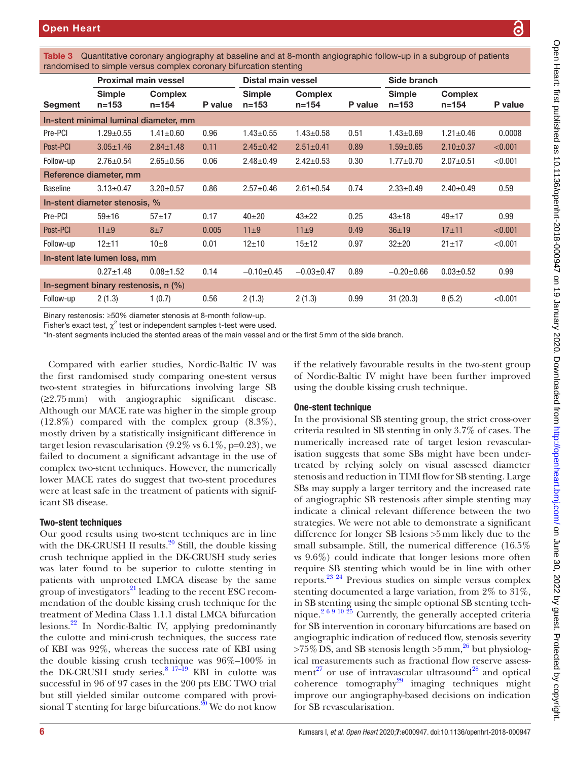**Table 3** Quantitative coronary angiography at baseline and at 8-month angiographic follow-up in a subgroup of patients randomised to simple versus complex coronary bifurcation stenting

| | Proximal main vessel | | | Distal main vessel | | | Side branch | | |
|---|---|---|---|---|---|---|---|---|---|
| Segment | Simple n=153 | Complex n=154 | P value | Simple n=153 | Complex n=154 | P value | Simple n=153 | Complex n=154 | P value |
| **In-stent minimal luminal diameter, mm** | | | | | | | | | |
| Pre-PCI | 1.29±0.55 | 1.41±0.60 | 0.96 | 1.43±0.55 | 1.43±0.58 | 0.51 | 1.43±0.69 | 1.21±0.46 | 0.0008 |
| Post-PCI | 3.05±1.46 | 2.84±1.48 | 0.11 | 2.45±0.42 | 2.51±0.41 | 0.89 | 1.59±0.65 | 2.10±0.37 | <0.001 |
| Follow-up | 2.76±0.54 | 2.65±0.56 | 0.06 | 2.48±0.49 | 2.42±0.53 | 0.30 | 1.77±0.70 | 2.07±0.51 | <0.001 |
| **Reference diameter, mm** | | | | | | | | | |
| Baseline | 3.13±0.47 | 3.20±0.57 | 0.86 | 2.57±0.46 | 2.61±0.54 | 0.74 | 2.33±0.49 | 2.40±0.49 | 0.59 |
| **In-stent diameter stenosis, %** | | | | | | | | | |
| Pre-PCI | 59±16 | 57±17 | 0.17 | 40±20 | 43±22 | 0.25 | 43±18 | 49±17 | 0.99 |
| Post-PCI | 11±9 | 8±7 | 0.005 | 11±9 | 11±9 | 0.49 | 36±19 | 17±11 | <0.001 |
| Follow-up | 12±11 | 10±8 | 0.01 | 12±10 | 15±12 | 0.97 | 32±20 | 21±17 | <0.001 |
| **In-stent late lumen loss, mm** | | | | | | | | | |
| | 0.27±1.48 | 0.08±1.52 | 0.14 | −0.10±0.45 | −0.03±0.47 | 0.89 | −0.20±0.66 | 0.03±0.52 | 0.99 |
| **In-segment binary restenosis, n (%)** | | | | | | | | | |
| Follow-up | 2 (1.3) | 1 (0.7) | 0.56 | 2 (1.3) | 2 (1.3) | 0.99 | 31 (20.3) | 8 (5.2) | <0.001 |

Binary restenosis: ≥50% diameter stenosis at 8-month follow-up.
Fisher's exact test, $\chi^2$ test or independent samples t-test were used.
*In-stent segments included the stented areas of the main vessel and or the first 5 mm of the side branch.

Compared with earlier studies, Nordic-Baltic IV was the first randomised study comparing one-stent versus two-stent strategies in bifurcations involving large SB (≥2.75 mm) with angiographic significant disease. Although our MACE rate was higher in the simple group (12.8%) compared with the complex group (8.3%), mostly driven by a statistically insignificant difference in target lesion revascularisation (9.2% vs 6.1%, p=0.23), we failed to document a significant advantage in the use of complex two-stent techniques. However, the numerically lower MACE rates do suggest that two-stent procedures were at least safe in the treatment of patients with significant SB disease.

### Two-stent techniques

Our good results using two-stent techniques are in line with the DK-CRUSH II results.[20] Still, the double kissing crush technique applied in the DK-CRUSH study series was later found to be superior to culotte stenting in patients with unprotected LMCA disease by the same group of investigators[21] leading to the recent ESC recommendation of the double kissing crush technique for the treatment of Medina Class 1.1.1 distal LMCA bifurcation lesions.[22] In Nordic-Baltic IV, applying predominantly the culotte and mini-crush techniques, the success rate of KBI was 92%, whereas the success rate of KBI using the double kissing crush technique was 96%–100% in the DK-CRUSH study series.[8 17–19] KBI in culotte was successful in 96 of 97 cases in the 200 pts EBC TWO trial but still yielded similar outcome compared with provisional T stenting for large bifurcations.[20] We do not know if the relatively favourable results in the two-stent group of Nordic-Baltic IV might have been further improved using the double kissing crush technique.

### One-stent technique

In the provisional SB stenting group, the strict cross-over criteria resulted in SB stenting in only 3.7% of cases. The numerically increased rate of target lesion revascularisation suggests that some SBs might have been undertreated by relying solely on visual assessed diameter stenosis and reduction in TIMI flow for SB stenting. Large SBs may supply a larger territory and the increased rate of angiographic SB restenosis after simple stenting may indicate a clinical relevant difference between the two strategies. We were not able to demonstrate a significant difference for longer SB lesions >5 mm likely due to the small subsample. Still, the numerical difference (16.5% vs 9.6%) could indicate that longer lesions more often require SB stenting which would be in line with other reports.[23 24] Previous studies on simple versus complex stenting documented a large variation, from 2% to 31%, in SB stenting using the simple optional SB stenting technique.[2 6 9 10 25] Currently, the generally accepted criteria for SB intervention in coronary bifurcations are based on angiographic indication of reduced flow, stenosis severity >75% DS, and SB stenosis length >5 mm,[26] but physiological measurements such as fractional flow reserve assessment[27] or use of intravascular ultrasound[28] and optical coherence tomography[29] imaging techniques might improve our angiography-based decisions on indication for SB revascularisation.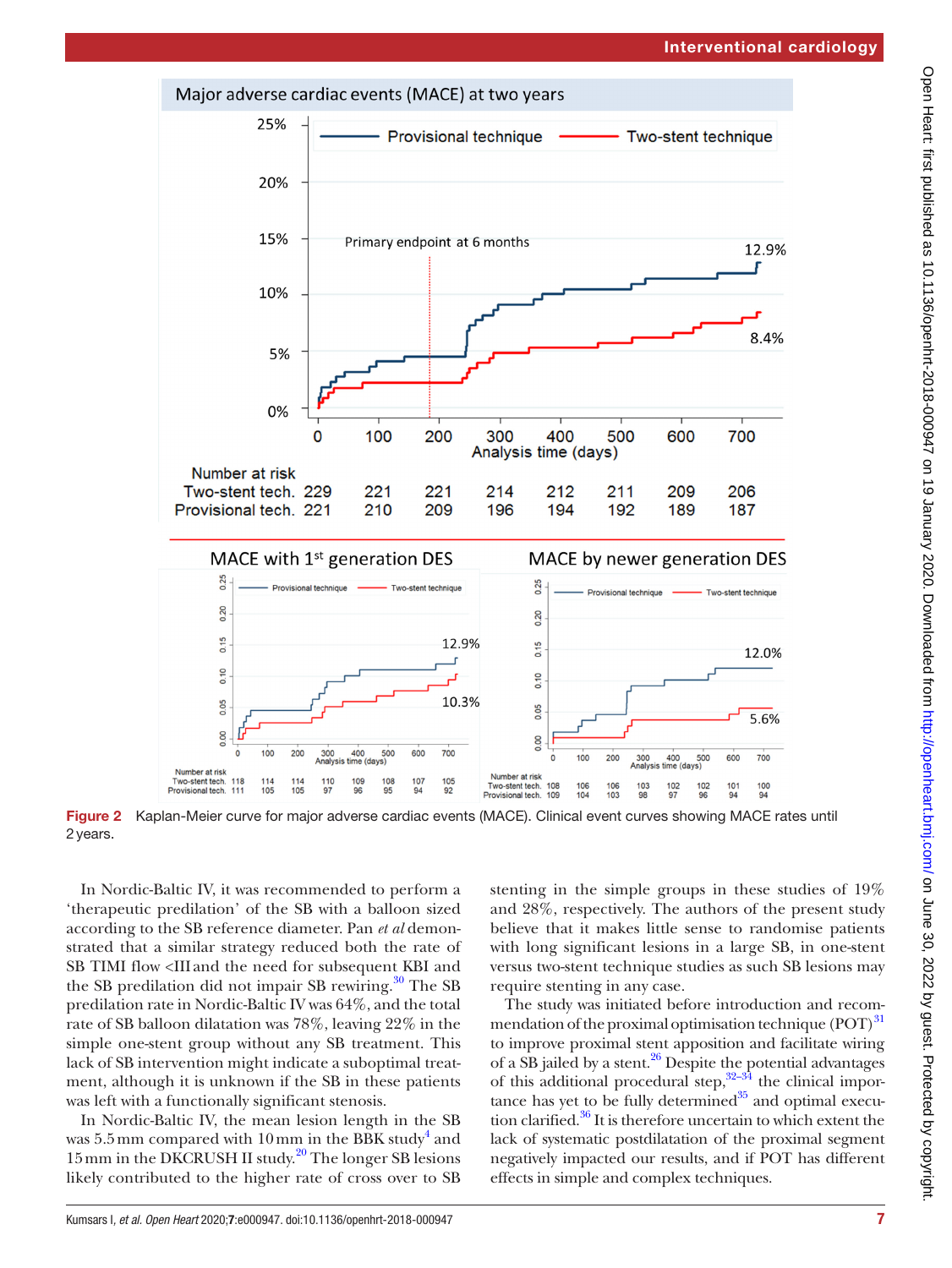Figure 2 Kaplan-Meier curve for major adverse cardiac events (MACE). Clinical event curves showing MACE rates until 2 years.

In Nordic-Baltic IV, it was recommended to perform a 'therapeutic predilation' of the SB with a balloon sized according to the SB reference diameter. Pan *et al* demonstrated that a similar strategy reduced both the rate of SB TIMI flow <III and the need for subsequent KBI and the SB predilation did not impair SB rewiring.[30] The SB predilation rate in Nordic-Baltic IV was 64%, and the total rate of SB balloon dilatation was 78%, leaving 22% in the simple one-stent group without any SB treatment. This lack of SB intervention might indicate a suboptimal treatment, although it is unknown if the SB in these patients was left with a functionally significant stenosis.

In Nordic-Baltic IV, the mean lesion length in the SB was 5.5 mm compared with 10 mm in the BBK study[4] and 15 mm in the DKCRUSH II study.[20] The longer SB lesions likely contributed to the higher rate of cross over to SB stenting in the simple groups in these studies of 19% and 28%, respectively. The authors of the present study believe that it makes little sense to randomise patients with long significant lesions in a large SB, in one-stent versus two-stent technique studies as such SB lesions may require stenting in any case.

The study was initiated before introduction and recommendation of the proximal optimisation technique (POT)[31] to improve proximal stent apposition and facilitate wiring of a SB jailed by a stent.[26] Despite the potential advantages of this additional procedural step,[32–34] the clinical importance has yet to be fully determined[35] and optimal execution clarified.[36] It is therefore uncertain to which extent the lack of systematic postdilatation of the proximal segment negatively impacted our results, and if POT has different effects in simple and complex techniques.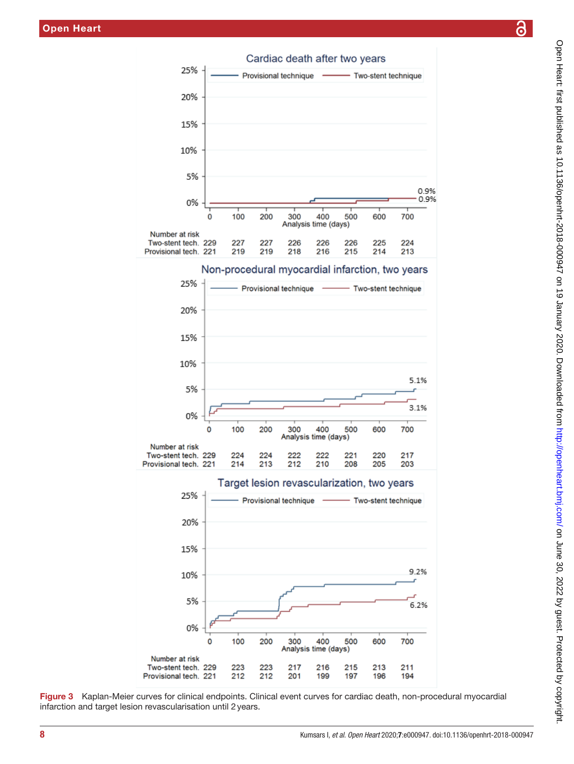**Cardiac death after two years**

| Number at risk | 0 | 100 | 200 | 300 | 400 | 500 | 600 | 700 |
|---|---|---|---|---|---|---|---|---|
| Two-stent tech. | 229 | 227 | 227 | 226 | 226 | 226 | 225 | 224 |
| Provisional tech. | 221 | 219 | 219 | 218 | 216 | 215 | 214 | 213 |

**Non-procedural myocardial infarction, two years**

| Number at risk | 0 | 100 | 200 | 300 | 400 | 500 | 600 | 700 |
|---|---|---|---|---|---|---|---|---|
| Two-stent tech. | 229 | 224 | 224 | 222 | 222 | 221 | 220 | 217 |
| Provisional tech. | 221 | 214 | 213 | 212 | 210 | 208 | 205 | 203 |

**Target lesion revascularization, two years**

| Number at risk | 0 | 100 | 200 | 300 | 400 | 500 | 600 | 700 |
|---|---|---|---|---|---|---|---|---|
| Two-stent tech. | 229 | 223 | 223 | 217 | 216 | 215 | 213 | 211 |
| Provisional tech. | 221 | 212 | 212 | 201 | 199 | 197 | 196 | 194 |

**Figure 3** Kaplan-Meier curves for clinical endpoints. Clinical event curves for cardiac death, non-procedural myocardial infarction and target lesion revascularisation until 2 years.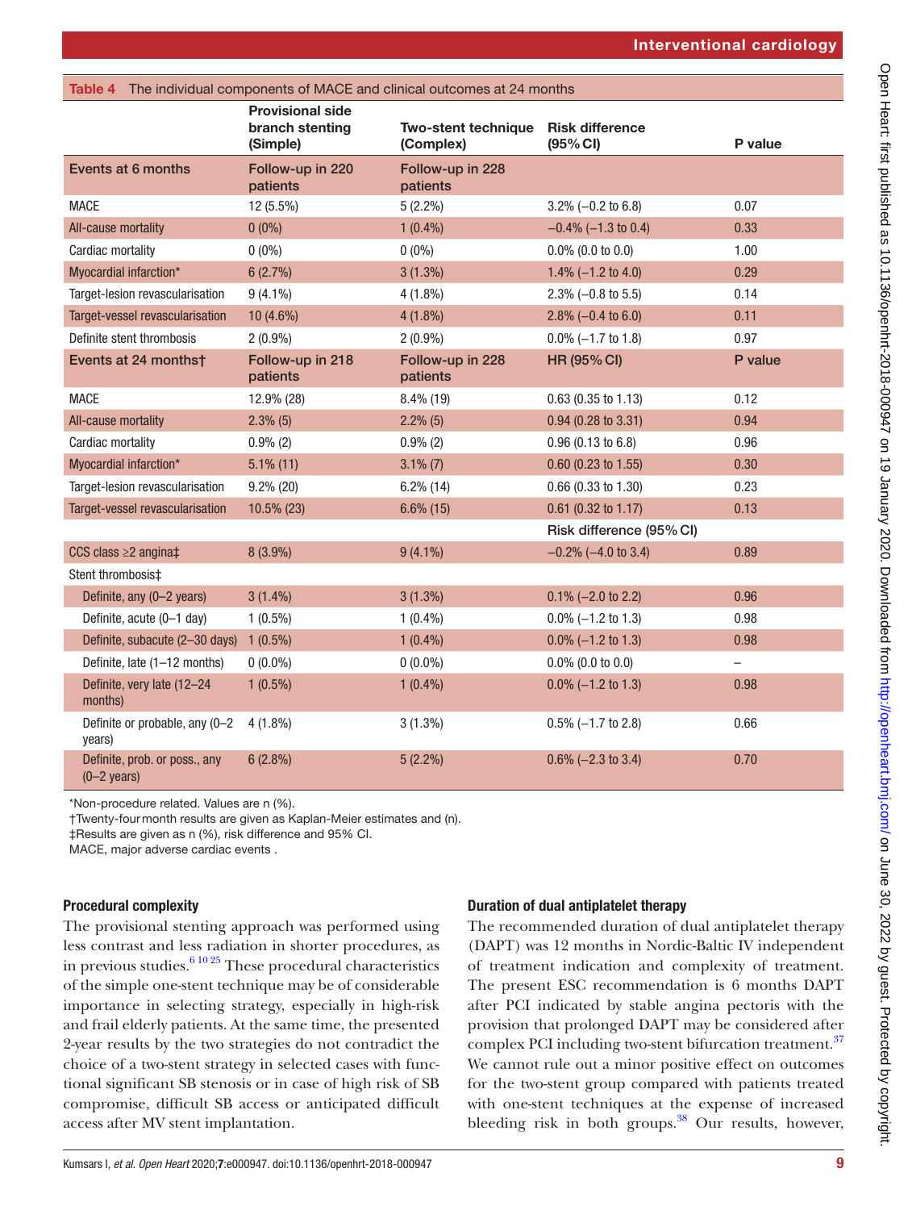**Table 4** The individual components of MACE and clinical outcomes at 24 months

| | Provisional side branch stenting (Simple) | Two-stent technique (Complex) | Risk difference (95% CI) | P value |
|---|---|---|---|---|
| **Events at 6 months** | **Follow-up in 220 patients** | **Follow-up in 228 patients** | | |
| MACE | 12 (5.5%) | 5 (2.2%) | 3.2% (−0.2 to 6.8) | 0.07 |
| All-cause mortality | 0 (0%) | 1 (0.4%) | −0.4% (−1.3 to 0.4) | 0.33 |
| Cardiac mortality | 0 (0%) | 0 (0%) | 0.0% (0.0 to 0.0) | 1.00 |
| Myocardial infarction* | 6 (2.7%) | 3 (1.3%) | 1.4% (−1.2 to 4.0) | 0.29 |
| Target-lesion revascularisation | 9 (4.1%) | 4 (1.8%) | 2.3% (−0.8 to 5.5) | 0.14 |
| Target-vessel revascularisation | 10 (4.6%) | 4 (1.8%) | 2.8% (−0.4 to 6.0) | 0.11 |
| Definite stent thrombosis | 2 (0.9%) | 2 (0.9%) | 0.0% (−1.7 to 1.8) | 0.97 |
| **Events at 24 months†** | **Follow-up in 218 patients** | **Follow-up in 228 patients** | **HR (95% CI)** | **P value** |
| MACE | 12.9% (28) | 8.4% (19) | 0.63 (0.35 to 1.13) | 0.12 |
| All-cause mortality | 2.3% (5) | 2.2% (5) | 0.94 (0.28 to 3.31) | 0.94 |
| Cardiac mortality | 0.9% (2) | 0.9% (2) | 0.96 (0.13 to 6.8) | 0.96 |
| Myocardial infarction* | 5.1% (11) | 3.1% (7) | 0.60 (0.23 to 1.55) | 0.30 |
| Target-lesion revascularisation | 9.2% (20) | 6.2% (14) | 0.66 (0.33 to 1.30) | 0.23 |
| Target-vessel revascularisation | 10.5% (23) | 6.6% (15) | 0.61 (0.32 to 1.17) | 0.13 |
| | | | Risk difference (95% CI) | |
| CCS class ≥2 angina‡ | 8 (3.9%) | 9 (4.1%) | −0.2% (−4.0 to 3.4) | 0.89 |
| Stent thrombosis‡ | | | | |
| Definite, any (0–2 years) | 3 (1.4%) | 3 (1.3%) | 0.1% (−2.0 to 2.2) | 0.96 |
| Definite, acute (0–1 day) | 1 (0.5%) | 1 (0.4%) | 0.0% (−1.2 to 1.3) | 0.98 |
| Definite, subacute (2–30 days) | 1 (0.5%) | 1 (0.4%) | 0.0% (−1.2 to 1.3) | 0.98 |
| Definite, late (1–12 months) | 0 (0.0%) | 0 (0.0%) | 0.0% (0.0 to 0.0) | – |
| Definite, very late (12–24 months) | 1 (0.5%) | 1 (0.4%) | 0.0% (−1.2 to 1.3) | 0.98 |
| Definite or probable, any (0–2 years) | 4 (1.8%) | 3 (1.3%) | 0.5% (−1.7 to 2.8) | 0.66 |
| Definite, prob. or poss., any (0–2 years) | 6 (2.8%) | 5 (2.2%) | 0.6% (−2.3 to 3.4) | 0.70 |

*Non-procedure related. Values are n (%).
†Twenty-four month results are given as Kaplan-Meier estimates and (n).
‡Results are given as n (%), risk difference and 95% CI.
MACE, major adverse cardiac events .

### Procedural complexity

The provisional stenting approach was performed using less contrast and less radiation in shorter procedures, as in previous studies.[6 10 25] These procedural characteristics of the simple one-stent technique may be of considerable importance in selecting strategy, especially in high-risk and frail elderly patients. At the same time, the presented 2-year results by the two strategies do not contradict the choice of a two-stent strategy in selected cases with functional significant SB stenosis or in case of high risk of SB compromise, difficult SB access or anticipated difficult access after MV stent implantation.

### Duration of dual antiplatelet therapy

The recommended duration of dual antiplatelet therapy (DAPT) was 12 months in Nordic-Baltic IV independent of treatment indication and complexity of treatment. The present ESC recommendation is 6 months DAPT after PCI indicated by stable angina pectoris with the provision that prolonged DAPT may be considered after complex PCI including two-stent bifurcation treatment.[37] We cannot rule out a minor positive effect on outcomes for the two-stent group compared with patients treated with one-stent techniques at the expense of increased bleeding risk in both groups.[38] Our results, however,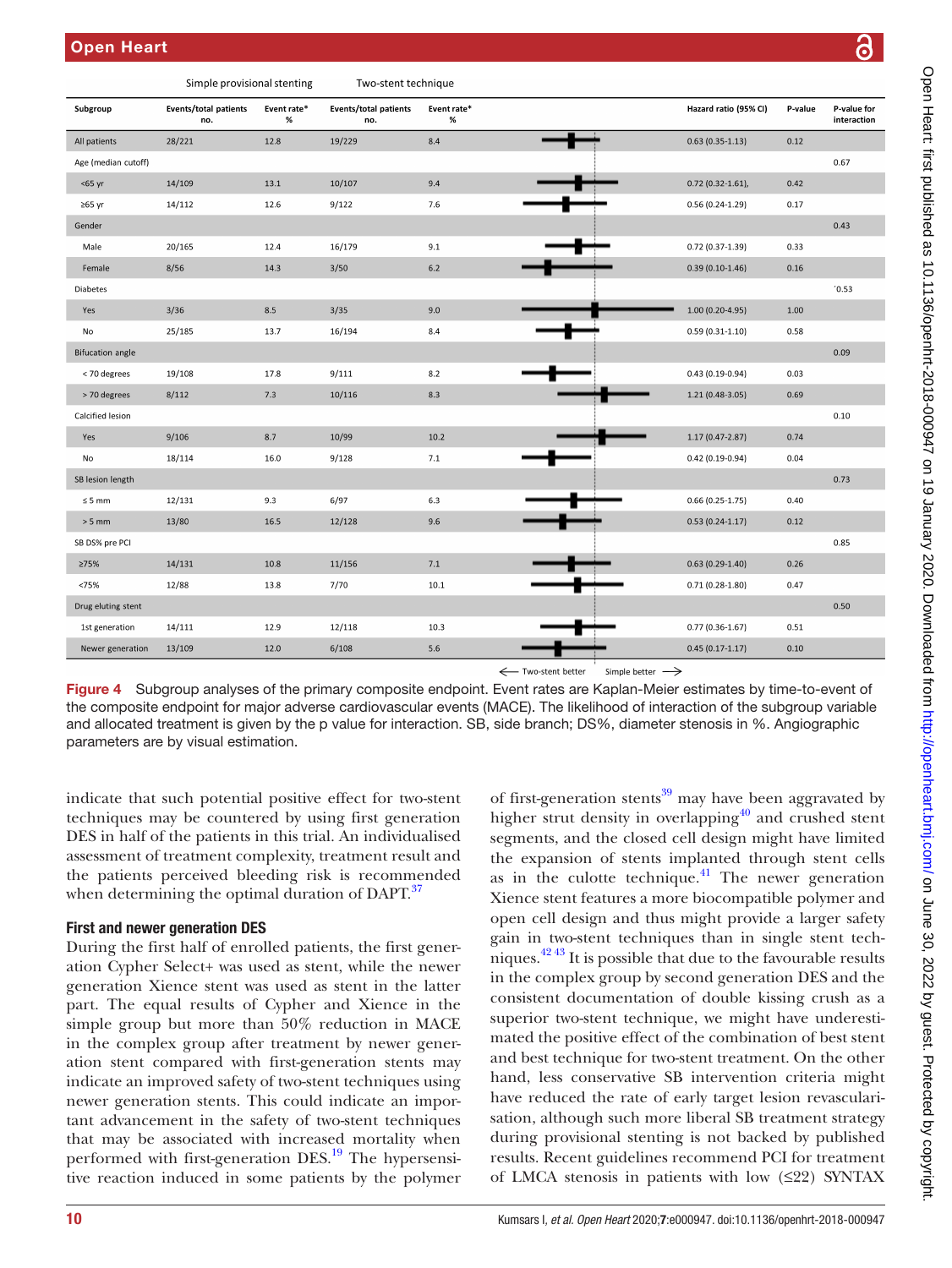| Subgroup | Simple provisional stenting Events/total patients no. | Event rate* % | Two-stent technique Events/total patients no. | Event rate* % | Hazard ratio (95% CI) | P-value | P-value for interaction |
|---|---|---|---|---|---|---|---|
| All patients | 28/221 | 12.8 | 19/229 | 8.4 | 0.63 (0.35-1.13) | 0.12 | |
| Age (median cutoff) | | | | | | | 0.67 |
| <65 yr | 14/109 | 13.1 | 10/107 | 9.4 | 0.72 (0.32-1.61), | 0.42 | |
| ≥65 yr | 14/112 | 12.6 | 9/122 | 7.6 | 0.56 (0.24-1.29) | 0.17 | |
| Gender | | | | | | | 0.43 |
| Male | 20/165 | 12.4 | 16/179 | 9.1 | 0.72 (0.37-1.39) | 0.33 | |
| Female | 8/56 | 14.3 | 3/50 | 6.2 | 0.39 (0.10-1.46) | 0.16 | |
| Diabetes | | | | | | | 0.53 |
| Yes | 3/36 | 8.5 | 3/35 | 9.0 | 1.00 (0.20-4.95) | 1.00 | |
| No | 25/185 | 13.7 | 16/194 | 8.4 | 0.59 (0.31-1.10) | 0.58 | |
| Bifucation angle | | | | | | | 0.09 |
| < 70 degrees | 19/108 | 17.8 | 9/111 | 8.2 | 0.43 (0.19-0.94) | 0.03 | |
| > 70 degrees | 8/112 | 7.3 | 10/116 | 8.3 | 1.21 (0.48-3.05) | 0.69 | |
| Calcified lesion | | | | | | | 0.10 |
| Yes | 9/106 | 8.7 | 10/99 | 10.2 | 1.17 (0.47-2.87) | 0.74 | |
| No | 18/114 | 16.0 | 9/128 | 7.1 | 0.42 (0.19-0.94) | 0.04 | |
| SB lesion length | | | | | | | 0.73 |
| ≤ 5 mm | 12/131 | 9.3 | 6/97 | 6.3 | 0.66 (0.25-1.75) | 0.40 | |
| > 5 mm | 13/80 | 16.5 | 12/128 | 9.6 | 0.53 (0.24-1.17) | 0.12 | |
| SB DS% pre PCI | | | | | | | 0.85 |
| ≥75% | 14/131 | 10.8 | 11/156 | 7.1 | 0.63 (0.29-1.40) | 0.26 | |
| <75% | 12/88 | 13.8 | 7/70 | 10.1 | 0.71 (0.28-1.80) | 0.47 | |
| Drug eluting stent | | | | | | | 0.50 |
| 1st generation | 14/111 | 12.9 | 12/118 | 10.3 | 0.77 (0.36-1.67) | 0.51 | |
| Newer generation | 13/109 | 12.0 | 6/108 | 5.6 | 0.45 (0.17-1.17) | 0.10 | |

← Two-stent better   Simple better →

**Figure 4** Subgroup analyses of the primary composite endpoint. Event rates are Kaplan-Meier estimates by time-to-event of the composite endpoint for major adverse cardiovascular events (MACE). The likelihood of interaction of the subgroup variable and allocated treatment is given by the p value for interaction. SB, side branch; DS%, diameter stenosis in %. Angiographic parameters are by visual estimation.

indicate that such potential positive effect for two-stent techniques may be countered by using first generation DES in half of the patients in this trial. An individualised assessment of treatment complexity, treatment result and the patients perceived bleeding risk is recommended when determining the optimal duration of DAPT.[37]

## First and newer generation DES

During the first half of enrolled patients, the first generation Cypher Select+ was used as stent, while the newer generation Xience stent was used as stent in the latter part. The equal results of Cypher and Xience in the simple group but more than 50% reduction in MACE in the complex group after treatment by newer generation stent compared with first-generation stents may indicate an improved safety of two-stent techniques using newer generation stents. This could indicate an important advancement in the safety of two-stent techniques that may be associated with increased mortality when performed with first-generation DES.[19] The hypersensitive reaction induced in some patients by the polymer of first-generation stents[39] may have been aggravated by higher strut density in overlapping[40] and crushed stent segments, and the closed cell design might have limited the expansion of stents implanted through stent cells as in the culotte technique.[41] The newer generation Xience stent features a more biocompatible polymer and open cell design and thus might provide a larger safety gain in two-stent techniques than in single stent techniques.[42,43] It is possible that due to the favourable results in the complex group by second generation DES and the consistent documentation of double kissing crush as a superior two-stent technique, we might have underestimated the positive effect of the combination of best stent and best technique for two-stent treatment. On the other hand, less conservative SB intervention criteria might have reduced the rate of early target lesion revascularisation, although such more liberal SB treatment strategy during provisional stenting is not backed by published results. Recent guidelines recommend PCI for treatment of LMCA stenosis in patients with low (≤22) SYNTAX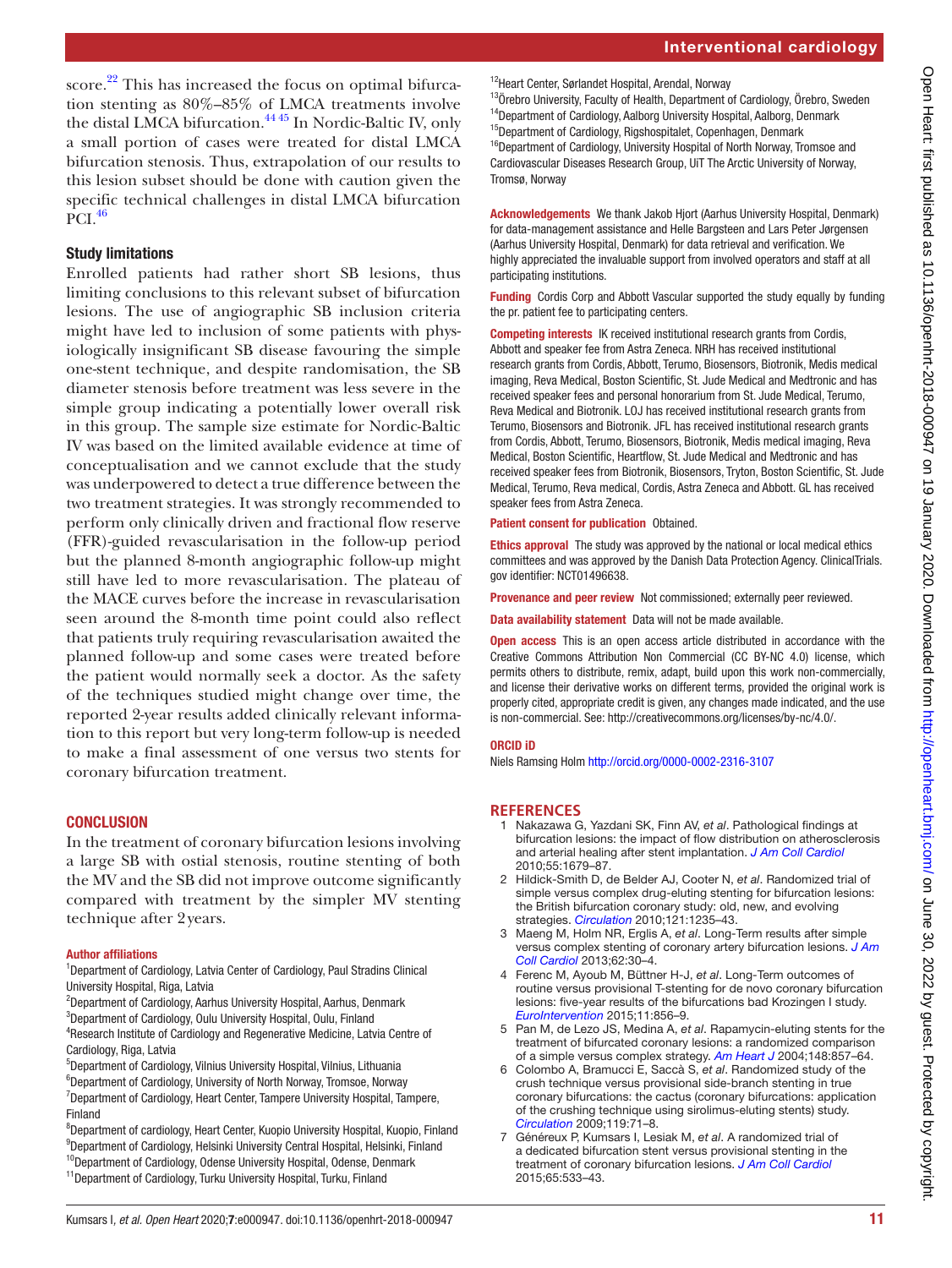score.[22] This has increased the focus on optimal bifurcation stenting as 80%–85% of LMCA treatments involve the distal LMCA bifurcation.[44 45] In Nordic-Baltic IV, only a small portion of cases were treated for distal LMCA bifurcation stenosis. Thus, extrapolation of our results to this lesion subset should be done with caution given the specific technical challenges in distal LMCA bifurcation PCI.[46]

### Study limitations

Enrolled patients had rather short SB lesions, thus limiting conclusions to this relevant subset of bifurcation lesions. The use of angiographic SB inclusion criteria might have led to inclusion of some patients with physiologically insignificant SB disease favouring the simple one-stent technique, and despite randomisation, the SB diameter stenosis before treatment was less severe in the simple group indicating a potentially lower overall risk in this group. The sample size estimate for Nordic-Baltic IV was based on the limited available evidence at time of conceptualisation and we cannot exclude that the study was underpowered to detect a true difference between the two treatment strategies. It was strongly recommended to perform only clinically driven and fractional flow reserve (FFR)-guided revascularisation in the follow-up period but the planned 8-month angiographic follow-up might still have led to more revascularisation. The plateau of the MACE curves before the increase in revascularisation seen around the 8-month time point could also reflect that patients truly requiring revascularisation awaited the planned follow-up and some cases were treated before the patient would normally seek a doctor. As the safety of the techniques studied might change over time, the reported 2-year results added clinically relevant information to this report but very long-term follow-up is needed to make a final assessment of one versus two stents for coronary bifurcation treatment.

## CONCLUSION

In the treatment of coronary bifurcation lesions involving a large SB with ostial stenosis, routine stenting of both the MV and the SB did not improve outcome significantly compared with treatment by the simpler MV stenting technique after 2 years.

**Author affiliations**

[1]Department of Cardiology, Latvia Center of Cardiology, Paul Stradins Clinical University Hospital, Riga, Latvia
[2]Department of Cardiology, Aarhus University Hospital, Aarhus, Denmark
[3]Department of Cardiology, Oulu University Hospital, Oulu, Finland
[4]Research Institute of Cardiology and Regenerative Medicine, Latvia Centre of Cardiology, Riga, Latvia
[5]Department of Cardiology, Vilnius University Hospital, Vilnius, Lithuania
[6]Department of Cardiology, University of North Norway, Tromsoe, Norway
[7]Department of Cardiology, Heart Center, Tampere University Hospital, Tampere, Finland
[8]Department of cardiology, Heart Center, Kuopio University Hospital, Kuopio, Finland
[9]Department of Cardiology, Helsinki University Central Hospital, Helsinki, Finland
[10]Department of Cardiology, Odense University Hospital, Odense, Denmark
[11]Department of Cardiology, Turku University Hospital, Turku, Finland
[12]Heart Center, Sørlandet Hospital, Arendal, Norway
[13]Örebro University, Faculty of Health, Department of Cardiology, Örebro, Sweden
[14]Department of Cardiology, Aalborg University Hospital, Aalborg, Denmark
[15]Department of Cardiology, Rigshospitalet, Copenhagen, Denmark
[16]Department of Cardiology, University Hospital of North Norway, Tromsoe and Cardiovascular Diseases Research Group, UiT The Arctic University of Norway, Tromsø, Norway

**Acknowledgements** We thank Jakob Hjort (Aarhus University Hospital, Denmark) for data-management assistance and Helle Bargsteen and Lars Peter Jørgensen (Aarhus University Hospital, Denmark) for data retrieval and verification. We highly appreciated the invaluable support from involved operators and staff at all participating institutions.

**Funding** Cordis Corp and Abbott Vascular supported the study equally by funding the pr. patient fee to participating centers.

**Competing interests** IK received institutional research grants from Cordis, Abbott and speaker fee from Astra Zeneca. NRH has received institutional research grants from Cordis, Abbott, Terumo, Biosensors, Biotronik, Medis medical imaging, Reva Medical, Boston Scientific, St. Jude Medical and Medtronic and has received speaker fees and personal honorarium from St. Jude Medical, Terumo, Reva Medical and Biotronik. LOJ has received institutional research grants from Terumo, Biosensors and Biotronik. JFL has received institutional research grants from Cordis, Abbott, Terumo, Biosensors, Biotronik, Medis medical imaging, Reva Medical, Boston Scientific, Heartflow, St. Jude Medical and Medtronic and has received speaker fees from Biotronik, Biosensors, Tryton, Boston Scientific, St. Jude Medical, Terumo, Reva medical, Cordis, Astra Zeneca and Abbott. GL has received speaker fees from Astra Zeneca.

**Patient consent for publication** Obtained.

**Ethics approval** The study was approved by the national or local medical ethics committees and was approved by the Danish Data Protection Agency. ClinicalTrials.gov identifier: NCT01496638.

**Provenance and peer review** Not commissioned; externally peer reviewed.

**Data availability statement** Data will not be made available.

**Open access** This is an open access article distributed in accordance with the Creative Commons Attribution Non Commercial (CC BY-NC 4.0) license, which permits others to distribute, remix, adapt, build upon this work non-commercially, and license their derivative works on different terms, provided the original work is properly cited, appropriate credit is given, any changes made indicated, and the use is non-commercial. See: http://creativecommons.org/licenses/by-nc/4.0/.

**ORCID iD**

Niels Ramsing Holm http://orcid.org/0000-0002-2316-3107

## REFERENCES

1. Nakazawa G, Yazdani SK, Finn AV, *et al*. Pathological findings at bifurcation lesions: the impact of flow distribution on atherosclerosis and arterial healing after stent implantation. *J Am Coll Cardiol* 2010;55:1679–87.
2. Hildick-Smith D, de Belder AJ, Cooter N, *et al*. Randomized trial of simple versus complex drug-eluting stenting for bifurcation lesions: the British bifurcation coronary study: old, new, and evolving strategies. *Circulation* 2010;121:1235–43.
3. Maeng M, Holm NR, Erglis A, *et al*. Long-Term results after simple versus complex stenting of coronary artery bifurcation lesions. *J Am Coll Cardiol* 2013;62:30–4.
4. Ferenc M, Ayoub M, Büttner H-J, *et al*. Long-Term outcomes of routine versus provisional T-stenting for de novo coronary bifurcation lesions: five-year results of the bifurcations bad Krozingen I study. *EuroIntervention* 2015;11:856–9.
5. Pan M, de Lezo JS, Medina A, *et al*. Rapamycin-eluting stents for the treatment of bifurcated coronary lesions: a randomized comparison of a simple versus complex strategy. *Am Heart J* 2004;148:857–64.
6. Colombo A, Bramucci E, Saccà S, *et al*. Randomized study of the crush technique versus provisional side-branch stenting in true coronary bifurcations: the cactus (coronary bifurcations: application of the crushing technique using sirolimus-eluting stents) study. *Circulation* 2009;119:71–8.
7. Généreux P, Kumsars I, Lesiak M, *et al*. A randomized trial of a dedicated bifurcation stent versus provisional stenting in the treatment of coronary bifurcation lesions. *J Am Coll Cardiol* 2015;65:533–43.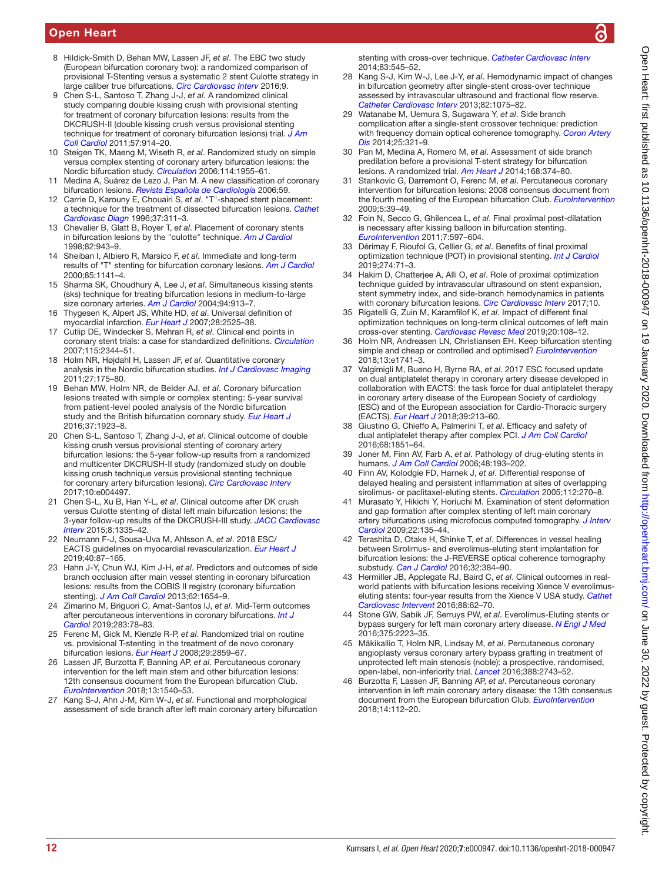8. Hildick-Smith D, Behan MW, Lassen JF, *et al*. The EBC two study (European bifurcation coronary two): a randomized comparison of provisional T-Stenting versus a systematic 2 stent Culotte strategy in large caliber true bifurcations. *Circ Cardiovasc Interv* 2016;9.
9. Chen S-L, Santoso T, Zhang J-J, *et al*. A randomized clinical study comparing double kissing crush with provisional stenting for treatment of coronary bifurcation lesions: results from the DKCRUSH-II (double kissing crush versus provisional stenting technique for treatment of coronary bifurcation lesions) trial. *J Am Coll Cardiol* 2011;57:914–20.
10. Steigen TK, Maeng M, Wiseth R, *et al*. Randomized study on simple versus complex stenting of coronary artery bifurcation lesions: the Nordic bifurcation study. *Circulation* 2006;114:1955–61.
11. Medina A, Suárez de Lezo J, Pan M. A new classification of coronary bifurcation lesions. *Revista Española de Cardiología* 2006;59.
12. Carrie D, Karouny E, Chouairi S, *et al*. "T"-shaped stent placement: a technique for the treatment of dissected bifurcation lesions. *Cathet Cardiovasc Diagn* 1996;37:311–3.
13. Chevalier B, Glatt B, Royer T, *et al*. Placement of coronary stents in bifurcation lesions by the "culotte" technique. *Am J Cardiol* 1998;82:943–9.
14. Sheiban I, Albiero R, Marsico F, *et al*. Immediate and long-term results of "T" stenting for bifurcation coronary lesions. *Am J Cardiol* 2000;85:1141–4.
15. Sharma SK, Choudhury A, Lee J, *et al*. Simultaneous kissing stents (sks) technique for treating bifurcation lesions in medium-to-large size coronary arteries. *Am J Cardiol* 2004;94:913–7.
16. Thygesen K, Alpert JS, White HD, *et al*. Universal definition of myocardial infarction. *Eur Heart J* 2007;28:2525–38.
17. Cutlip DE, Windecker S, Mehran R, *et al*. Clinical end points in coronary stent trials: a case for standardized definitions. *Circulation* 2007;115:2344–51.
18. Holm NR, Højdahl H, Lassen JF, *et al*. Quantitative coronary analysis in the Nordic bifurcation studies. *Int J Cardiovasc Imaging* 2011;27:175–80.
19. Behan MW, Holm NR, de Belder AJ, *et al*. Coronary bifurcation lesions treated with simple or complex stenting: 5-year survival from patient-level pooled analysis of the Nordic bifurcation study and the British bifurcation coronary study. *Eur Heart J* 2016;37:1923–8.
20. Chen S-L, Santoso T, Zhang J-J, *et al*. Clinical outcome of double kissing crush versus provisional stenting of coronary artery bifurcation lesions: the 5-year follow-up results from a randomized and multicenter DKCRUSH-II study (randomized study on double kissing crush technique versus provisional stenting technique for coronary artery bifurcation lesions). *Circ Cardiovasc Interv* 2017;10:e004497.
21. Chen S-L, Xu B, Han Y-L, *et al*. Clinical outcome after DK crush versus Culotte stenting of distal left main bifurcation lesions: the 3-year follow-up results of the DKCRUSH-III study. *JACC Cardiovasc Interv* 2015;8:1335–42.
22. Neumann F-J, Sousa-Uva M, Ahlsson A, *et al*. 2018 ESC/EACTS guidelines on myocardial revascularization. *Eur Heart J* 2019;40:87–165.
23. Hahn J-Y, Chun WJ, Kim J-H, *et al*. Predictors and outcomes of side branch occlusion after main vessel stenting in coronary bifurcation lesions: results from the COBIS II registry (coronary bifurcation stenting). *J Am Coll Cardiol* 2013;62:1654–9.
24. Zimarino M, Briguori C, Amat-Santos IJ, *et al*. Mid-Term outcomes after percutaneous interventions in coronary bifurcations. *Int J Cardiol* 2019;283:78–83.
25. Ferenc M, Gick M, Kienzle R-P, *et al*. Randomized trial on routine vs. provisional T-stenting in the treatment of de novo coronary bifurcation lesions. *Eur Heart J* 2008;29:2859–67.
26. Lassen JF, Burzotta F, Banning AP, *et al*. Percutaneous coronary intervention for the left main stem and other bifurcation lesions: 12th consensus document from the European bifurcation Club. *EuroIntervention* 2018;13:1540–53.
27. Kang S-J, Ahn J-M, Kim W-J, *et al*. Functional and morphological assessment of side branch after left main coronary artery bifurcation stenting with cross-over technique. *Catheter Cardiovasc Interv* 2014;83:545–52.
28. Kang S-J, Kim W-J, Lee J-Y, *et al*. Hemodynamic impact of changes in bifurcation geometry after single-stent cross-over technique assessed by intravascular ultrasound and fractional flow reserve. *Catheter Cardiovasc Interv* 2013;82:1075–82.
29. Watanabe M, Uemura S, Sugawara Y, *et al*. Side branch complication after a single-stent crossover technique: prediction with frequency domain optical coherence tomography. *Coron Artery Dis* 2014;25:321–9.
30. Pan M, Medina A, Romero M, *et al*. Assessment of side branch predilation before a provisional T-stent strategy for bifurcation lesions. A randomized trial. *Am Heart J* 2014;168:374–80.
31. Stankovic G, Darremont O, Ferenc M, *et al*. Percutaneous coronary intervention for bifurcation lesions: 2008 consensus document from the fourth meeting of the European bifurcation Club. *EuroIntervention* 2009;5:39–49.
32. Foin N, Secco G, Ghilencea L, *et al*. Final proximal post-dilatation is necessary after kissing balloon in bifurcation stenting. *EuroIntervention* 2011;7:597–604.
33. Dérimay F, Rioufol G, Cellier G, *et al*. Benefits of final proximal optimization technique (POT) in provisional stenting. *Int J Cardiol* 2019;274:71–3.
34. Hakim D, Chatterjee A, Alli O, *et al*. Role of proximal optimization technique guided by intravascular ultrasound on stent expansion, stent symmetry index, and side-branch hemodynamics in patients with coronary bifurcation lesions. *Circ Cardiovasc Interv* 2017;10.
35. Rigatelli G, Zuin M, Karamfilof K, *et al*. Impact of different final optimization techniques on long-term clinical outcomes of left main cross-over stenting. *Cardiovasc Revasc Med* 2019;20:108–12.
36. Holm NR, Andreasen LN, Christiansen EH. Keep bifurcation stenting simple and cheap or controlled and optimised? *EuroIntervention* 2018;13:e1741–3.
37. Valgimigli M, Bueno H, Byrne RA, *et al*. 2017 ESC focused update on dual antiplatelet therapy in coronary artery disease developed in collaboration with EACTS: the task force for dual antiplatelet therapy in coronary artery disease of the European Society of cardiology (ESC) and of the European association for Cardio-Thoracic surgery (EACTS). *Eur Heart J* 2018;39:213–60.
38. Giustino G, Chieffo A, Palmerini T, *et al*. Efficacy and safety of dual antiplatelet therapy after complex PCI. *J Am Coll Cardiol* 2016;68:1851–64.
39. Joner M, Finn AV, Farb A, *et al*. Pathology of drug-eluting stents in humans. *J Am Coll Cardiol* 2006;48:193–202.
40. Finn AV, Kolodgie FD, Harnek J, *et al*. Differential response of delayed healing and persistent inflammation at sites of overlapping sirolimus- or paclitaxel-eluting stents. *Circulation* 2005;112:270–8.
41. Murasato Y, Hikichi Y, Horiuchi M. Examination of stent deformation and gap formation after complex stenting of left main coronary artery bifurcations using microfocus computed tomography. *J Interv Cardiol* 2009;22:135–44.
42. Terashita D, Otake H, Shinke T, *et al*. Differences in vessel healing between Sirolimus- and everolimus-eluting stent implantation for bifurcation lesions: the J-REVERSE optical coherence tomography substudy. *Can J Cardiol* 2016;32:384–90.
43. Hermiller JB, Applegate RJ, Baird C, *et al*. Clinical outcomes in real-world patients with bifurcation lesions receiving Xience V everolimus-eluting stents: four-year results from the Xience V USA study. *Cathet Cardiovasc Intervent* 2016;88:62–70.
44. Stone GW, Sabik JF, Serruys PW, *et al*. Everolimus-Eluting stents or bypass surgery for left main coronary artery disease. *N Engl J Med* 2016;375:2223–35.
45. Mäkikallio T, Holm NR, Lindsay M, *et al*. Percutaneous coronary angioplasty versus coronary artery bypass grafting in treatment of unprotected left main stenosis (noble): a prospective, randomised, open-label, non-inferiority trial. *Lancet* 2016;388:2743–52.
46. Burzotta F, Lassen JF, Banning AP, *et al*. Percutaneous coronary intervention in left main coronary artery disease: the 13th consensus document from the European bifurcation Club. *EuroIntervention* 2018;14:112–20.